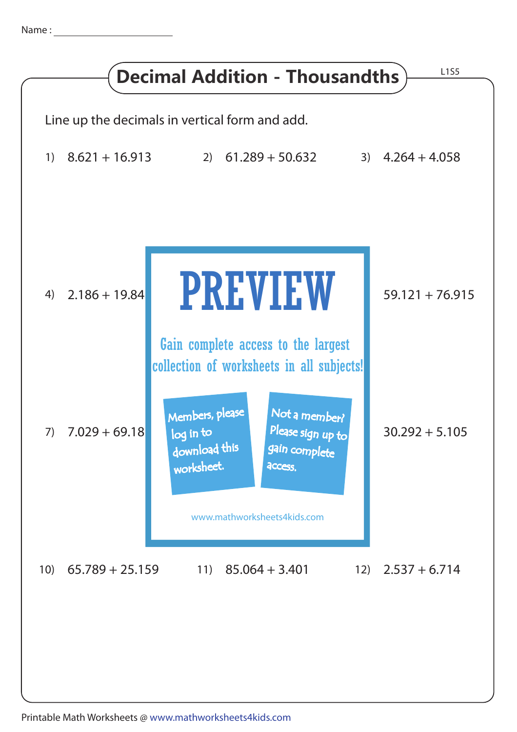Name :

# Decimal Addition - Thousandths

L1S5

Line up the decimals in vertical form and add.

1) 8.621 + 16.913

2) 61.289 + 50.632

3) 4.264 + 4.058

4) 2.186 + 19.84

59.121 + 76.915

7) 7.029 + 69.18

30.292 + 5.105

10) 65.789 + 25.159

11) 85.064 + 3.401

12) 2.537 + 6.714

PREVIEW

Gain complete access to the largest collection of worksheets in all subjects!

Members, please log in to download this worksheet.

Not a member? Please sign up to gain complete access.

www.mathworksheets4kids.com

Printable Math Worksheets @ www.mathworksheets4kids.com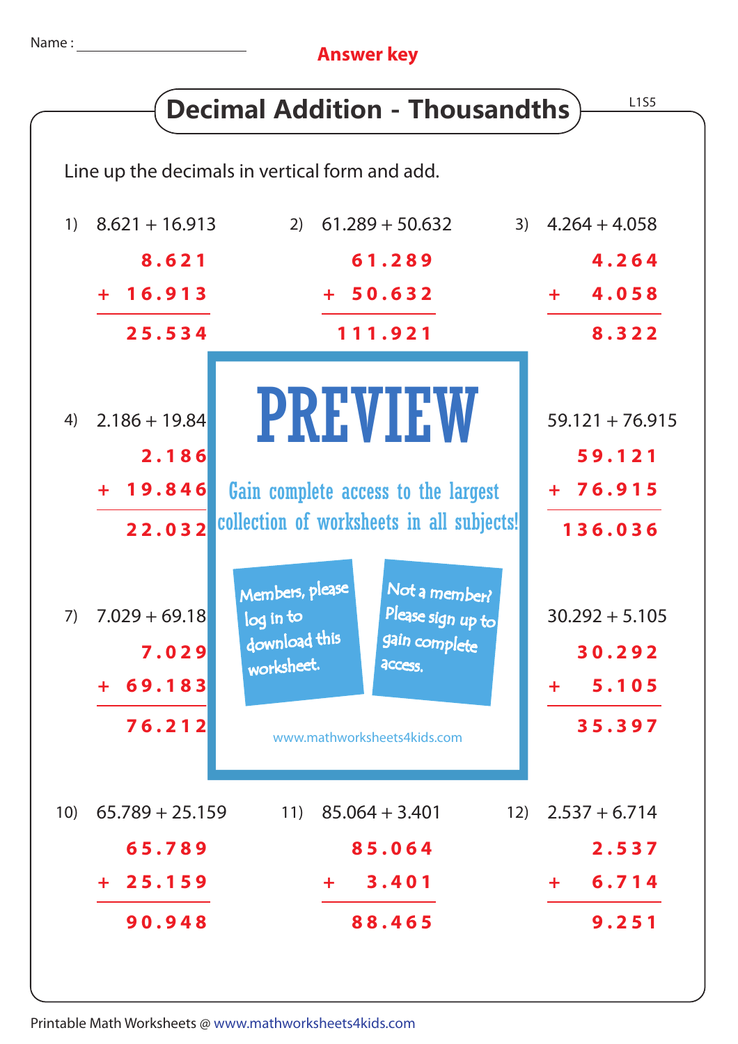Name : ____________________

**Answer key**

# Decimal Addition - Thousandths

L1S5

Line up the decimals in vertical form and add.

1) 8.621 + 16.913

```
   8.621
+ 16.913
--------
  25.534
```

2) 61.289 + 50.632

```
   61.289
+  50.632
---------
  111.921
```

3) 4.264 + 4.058

```
   4.264
+  4.058
--------
   8.322
```

4) 2.186 + 19.84

```
   2.186
+ 19.846
--------
  22.032
```

59.121 + 76.915

```
   59.121
+  76.915
---------
  136.036
```

7) 7.029 + 69.18

```
   7.029
+ 69.183
--------
  76.212
```

30.292 + 5.105

```
  30.292
+  5.105
--------
  35.397
```

10) 65.789 + 25.159

```
  65.789
+ 25.159
--------
  90.948
```

11) 85.064 + 3.401

```
  85.064
+  3.401
--------
  88.465
```

12) 2.537 + 6.714

```
   2.537
+  6.714
--------
   9.251
```

PREVIEW

Gain complete access to the largest collection of worksheets in all subjects!

Members, please log in to download this worksheet.

Not a member? Please sign up to gain complete access.

www.mathworksheets4kids.com

Printable Math Worksheets @ www.mathworksheets4kids.com